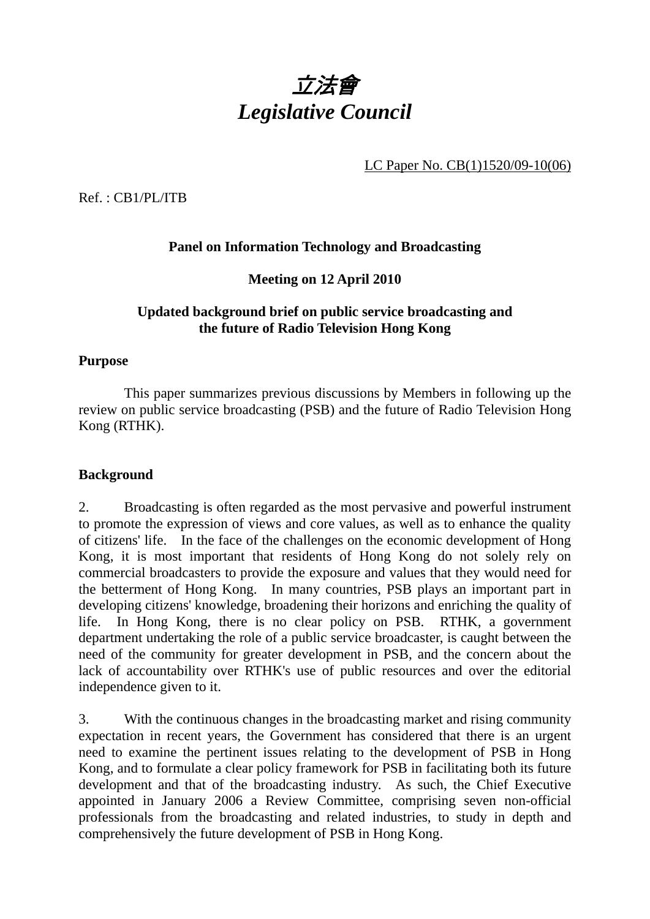# *立法會*
# *Legislative Council*

LC Paper No. CB(1)1520/09-10(06)

Ref. : CB1/PL/ITB

**Panel on Information Technology and Broadcasting**

**Meeting on 12 April 2010**

**Updated background brief on public service broadcasting and the future of Radio Television Hong Kong**

**Purpose**

This paper summarizes previous discussions by Members in following up the review on public service broadcasting (PSB) and the future of Radio Television Hong Kong (RTHK).

**Background**

2. Broadcasting is often regarded as the most pervasive and powerful instrument to promote the expression of views and core values, as well as to enhance the quality of citizens' life. In the face of the challenges on the economic development of Hong Kong, it is most important that residents of Hong Kong do not solely rely on commercial broadcasters to provide the exposure and values that they would need for the betterment of Hong Kong. In many countries, PSB plays an important part in developing citizens' knowledge, broadening their horizons and enriching the quality of life. In Hong Kong, there is no clear policy on PSB. RTHK, a government department undertaking the role of a public service broadcaster, is caught between the need of the community for greater development in PSB, and the concern about the lack of accountability over RTHK's use of public resources and over the editorial independence given to it.

3. With the continuous changes in the broadcasting market and rising community expectation in recent years, the Government has considered that there is an urgent need to examine the pertinent issues relating to the development of PSB in Hong Kong, and to formulate a clear policy framework for PSB in facilitating both its future development and that of the broadcasting industry. As such, the Chief Executive appointed in January 2006 a Review Committee, comprising seven non-official professionals from the broadcasting and related industries, to study in depth and comprehensively the future development of PSB in Hong Kong.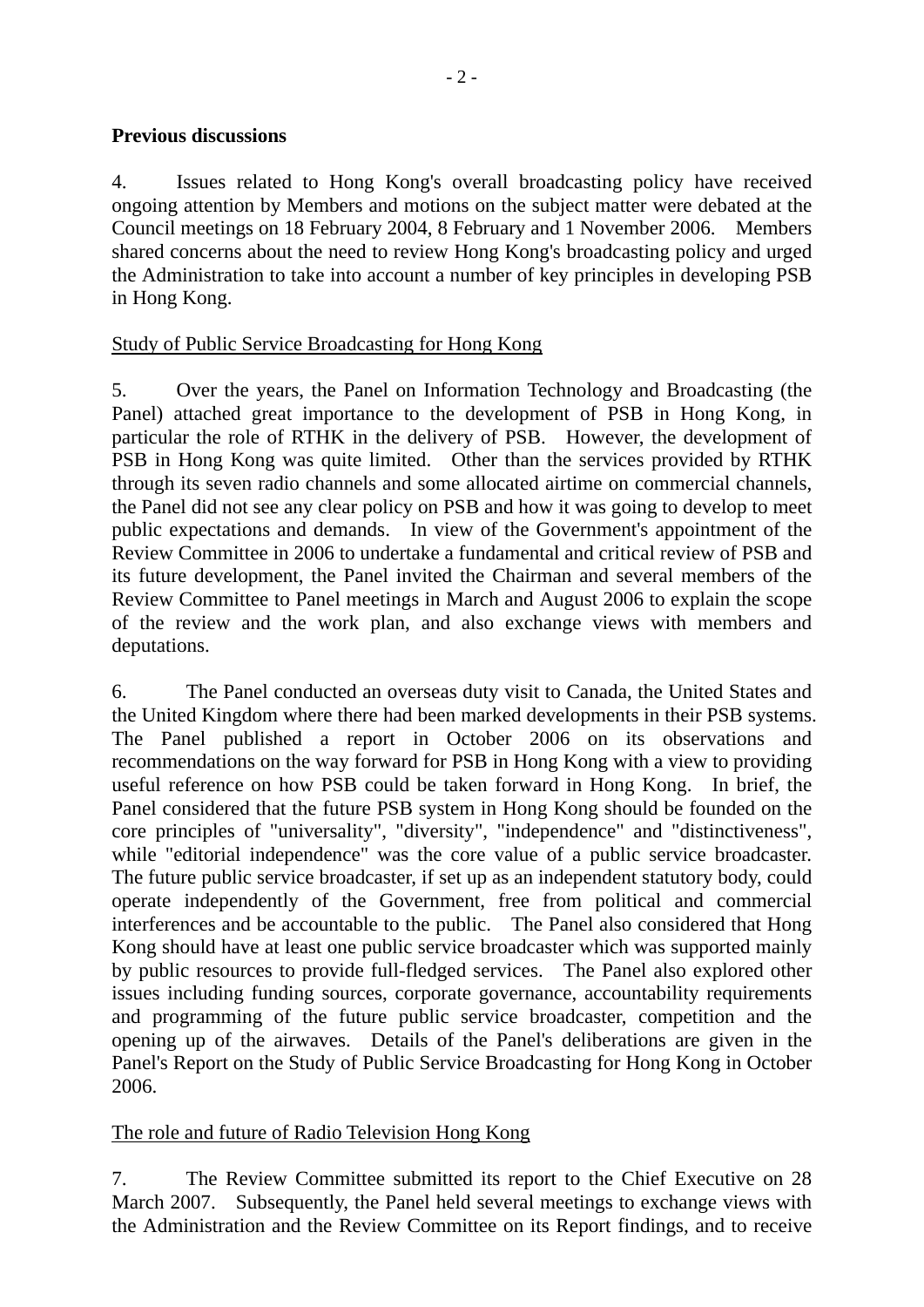**Previous discussions**

4. Issues related to Hong Kong's overall broadcasting policy have received ongoing attention by Members and motions on the subject matter were debated at the Council meetings on 18 February 2004, 8 February and 1 November 2006. Members shared concerns about the need to review Hong Kong's broadcasting policy and urged the Administration to take into account a number of key principles in developing PSB in Hong Kong.

Study of Public Service Broadcasting for Hong Kong

5. Over the years, the Panel on Information Technology and Broadcasting (the Panel) attached great importance to the development of PSB in Hong Kong, in particular the role of RTHK in the delivery of PSB. However, the development of PSB in Hong Kong was quite limited. Other than the services provided by RTHK through its seven radio channels and some allocated airtime on commercial channels, the Panel did not see any clear policy on PSB and how it was going to develop to meet public expectations and demands. In view of the Government's appointment of the Review Committee in 2006 to undertake a fundamental and critical review of PSB and its future development, the Panel invited the Chairman and several members of the Review Committee to Panel meetings in March and August 2006 to explain the scope of the review and the work plan, and also exchange views with members and deputations.

6. The Panel conducted an overseas duty visit to Canada, the United States and the United Kingdom where there had been marked developments in their PSB systems. The Panel published a report in October 2006 on its observations and recommendations on the way forward for PSB in Hong Kong with a view to providing useful reference on how PSB could be taken forward in Hong Kong. In brief, the Panel considered that the future PSB system in Hong Kong should be founded on the core principles of "universality", "diversity", "independence" and "distinctiveness", while "editorial independence" was the core value of a public service broadcaster. The future public service broadcaster, if set up as an independent statutory body, could operate independently of the Government, free from political and commercial interferences and be accountable to the public. The Panel also considered that Hong Kong should have at least one public service broadcaster which was supported mainly by public resources to provide full-fledged services. The Panel also explored other issues including funding sources, corporate governance, accountability requirements and programming of the future public service broadcaster, competition and the opening up of the airwaves. Details of the Panel's deliberations are given in the Panel's Report on the Study of Public Service Broadcasting for Hong Kong in October 2006.

The role and future of Radio Television Hong Kong

7. The Review Committee submitted its report to the Chief Executive on 28 March 2007. Subsequently, the Panel held several meetings to exchange views with the Administration and the Review Committee on its Report findings, and to receive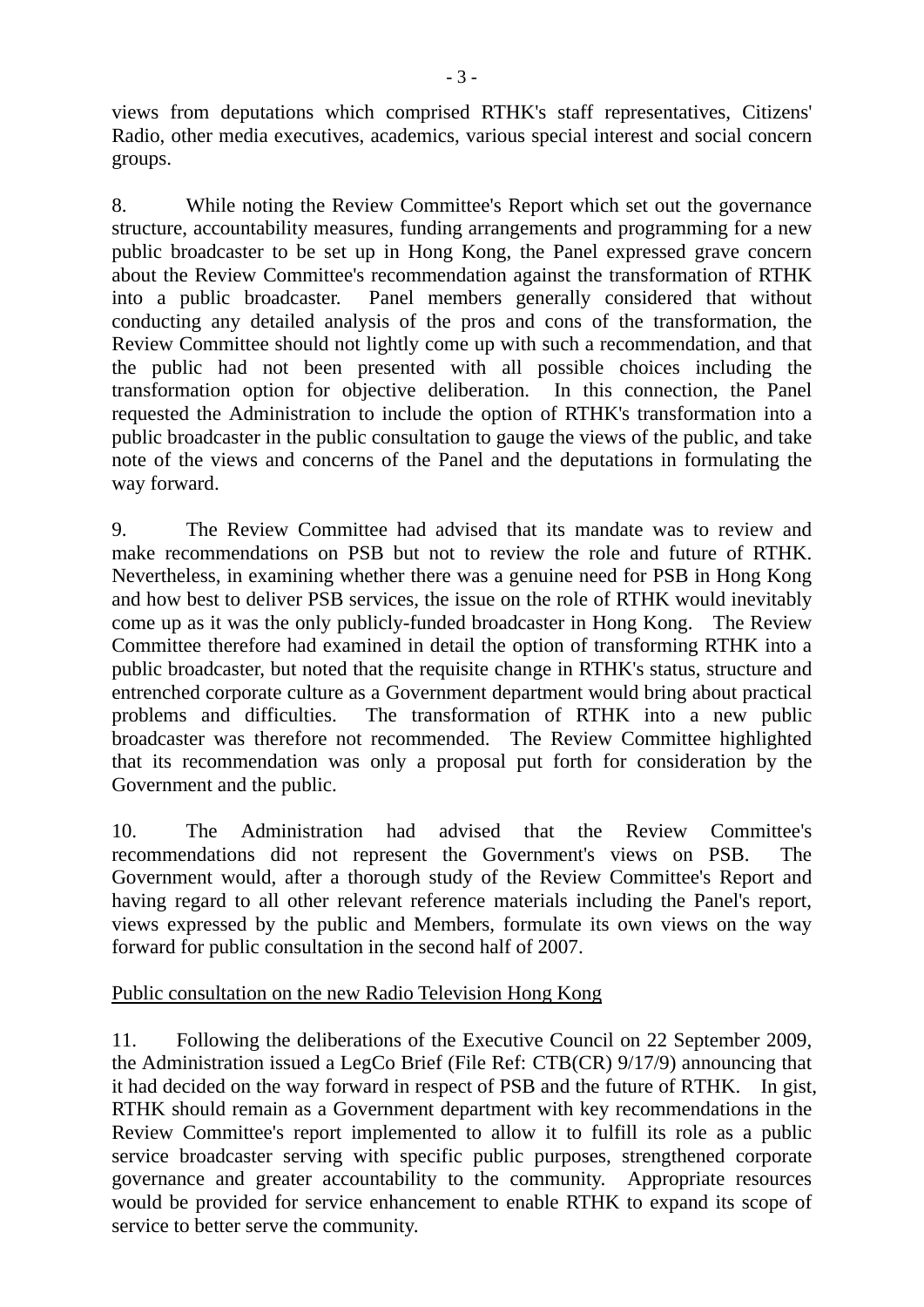views from deputations which comprised RTHK's staff representatives, Citizens' Radio, other media executives, academics, various special interest and social concern groups.

8. While noting the Review Committee's Report which set out the governance structure, accountability measures, funding arrangements and programming for a new public broadcaster to be set up in Hong Kong, the Panel expressed grave concern about the Review Committee's recommendation against the transformation of RTHK into a public broadcaster. Panel members generally considered that without conducting any detailed analysis of the pros and cons of the transformation, the Review Committee should not lightly come up with such a recommendation, and that the public had not been presented with all possible choices including the transformation option for objective deliberation. In this connection, the Panel requested the Administration to include the option of RTHK's transformation into a public broadcaster in the public consultation to gauge the views of the public, and take note of the views and concerns of the Panel and the deputations in formulating the way forward.

9. The Review Committee had advised that its mandate was to review and make recommendations on PSB but not to review the role and future of RTHK. Nevertheless, in examining whether there was a genuine need for PSB in Hong Kong and how best to deliver PSB services, the issue on the role of RTHK would inevitably come up as it was the only publicly-funded broadcaster in Hong Kong. The Review Committee therefore had examined in detail the option of transforming RTHK into a public broadcaster, but noted that the requisite change in RTHK's status, structure and entrenched corporate culture as a Government department would bring about practical problems and difficulties. The transformation of RTHK into a new public broadcaster was therefore not recommended. The Review Committee highlighted that its recommendation was only a proposal put forth for consideration by the Government and the public.

10. The Administration had advised that the Review Committee's recommendations did not represent the Government's views on PSB. The Government would, after a thorough study of the Review Committee's Report and having regard to all other relevant reference materials including the Panel's report, views expressed by the public and Members, formulate its own views on the way forward for public consultation in the second half of 2007.

<u>Public consultation on the new Radio Television Hong Kong</u>

11. Following the deliberations of the Executive Council on 22 September 2009, the Administration issued a LegCo Brief (File Ref: CTB(CR) 9/17/9) announcing that it had decided on the way forward in respect of PSB and the future of RTHK. In gist, RTHK should remain as a Government department with key recommendations in the Review Committee's report implemented to allow it to fulfill its role as a public service broadcaster serving with specific public purposes, strengthened corporate governance and greater accountability to the community. Appropriate resources would be provided for service enhancement to enable RTHK to expand its scope of service to better serve the community.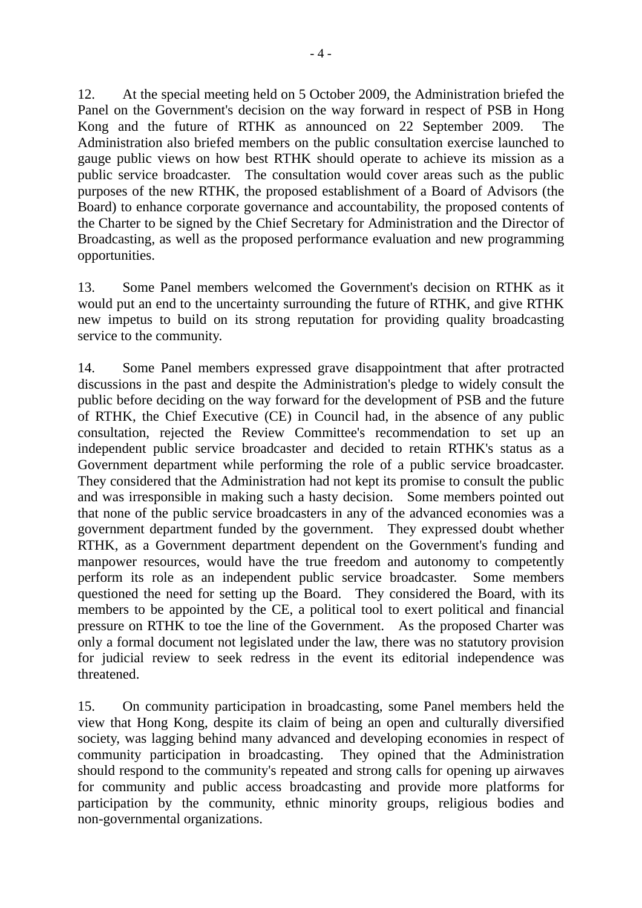12. At the special meeting held on 5 October 2009, the Administration briefed the Panel on the Government's decision on the way forward in respect of PSB in Hong Kong and the future of RTHK as announced on 22 September 2009. The Administration also briefed members on the public consultation exercise launched to gauge public views on how best RTHK should operate to achieve its mission as a public service broadcaster. The consultation would cover areas such as the public purposes of the new RTHK, the proposed establishment of a Board of Advisors (the Board) to enhance corporate governance and accountability, the proposed contents of the Charter to be signed by the Chief Secretary for Administration and the Director of Broadcasting, as well as the proposed performance evaluation and new programming opportunities.

13. Some Panel members welcomed the Government's decision on RTHK as it would put an end to the uncertainty surrounding the future of RTHK, and give RTHK new impetus to build on its strong reputation for providing quality broadcasting service to the community.

14. Some Panel members expressed grave disappointment that after protracted discussions in the past and despite the Administration's pledge to widely consult the public before deciding on the way forward for the development of PSB and the future of RTHK, the Chief Executive (CE) in Council had, in the absence of any public consultation, rejected the Review Committee's recommendation to set up an independent public service broadcaster and decided to retain RTHK's status as a Government department while performing the role of a public service broadcaster. They considered that the Administration had not kept its promise to consult the public and was irresponsible in making such a hasty decision. Some members pointed out that none of the public service broadcasters in any of the advanced economies was a government department funded by the government. They expressed doubt whether RTHK, as a Government department dependent on the Government's funding and manpower resources, would have the true freedom and autonomy to competently perform its role as an independent public service broadcaster. Some members questioned the need for setting up the Board. They considered the Board, with its members to be appointed by the CE, a political tool to exert political and financial pressure on RTHK to toe the line of the Government. As the proposed Charter was only a formal document not legislated under the law, there was no statutory provision for judicial review to seek redress in the event its editorial independence was threatened.

15. On community participation in broadcasting, some Panel members held the view that Hong Kong, despite its claim of being an open and culturally diversified society, was lagging behind many advanced and developing economies in respect of community participation in broadcasting. They opined that the Administration should respond to the community's repeated and strong calls for opening up airwaves for community and public access broadcasting and provide more platforms for participation by the community, ethnic minority groups, religious bodies and non-governmental organizations.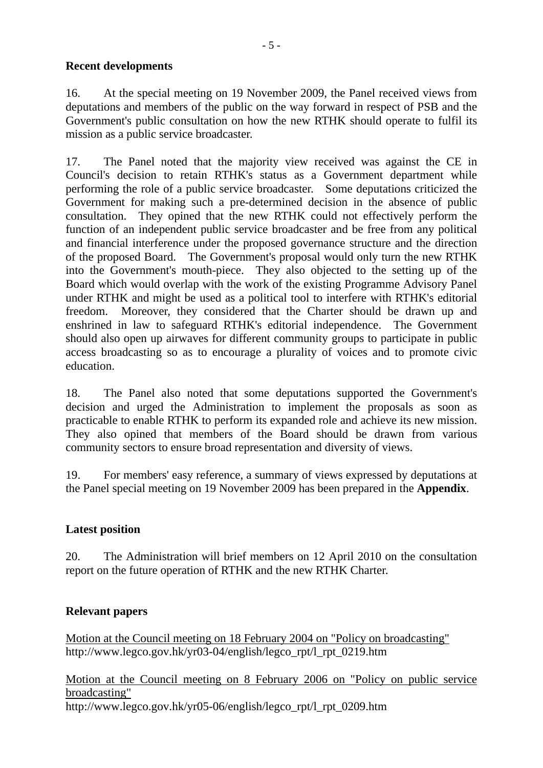**Recent developments**

16. At the special meeting on 19 November 2009, the Panel received views from deputations and members of the public on the way forward in respect of PSB and the Government's public consultation on how the new RTHK should operate to fulfil its mission as a public service broadcaster.

17. The Panel noted that the majority view received was against the CE in Council's decision to retain RTHK's status as a Government department while performing the role of a public service broadcaster. Some deputations criticized the Government for making such a pre-determined decision in the absence of public consultation. They opined that the new RTHK could not effectively perform the function of an independent public service broadcaster and be free from any political and financial interference under the proposed governance structure and the direction of the proposed Board. The Government's proposal would only turn the new RTHK into the Government's mouth-piece. They also objected to the setting up of the Board which would overlap with the work of the existing Programme Advisory Panel under RTHK and might be used as a political tool to interfere with RTHK's editorial freedom. Moreover, they considered that the Charter should be drawn up and enshrined in law to safeguard RTHK's editorial independence. The Government should also open up airwaves for different community groups to participate in public access broadcasting so as to encourage a plurality of voices and to promote civic education.

18. The Panel also noted that some deputations supported the Government's decision and urged the Administration to implement the proposals as soon as practicable to enable RTHK to perform its expanded role and achieve its new mission. They also opined that members of the Board should be drawn from various community sectors to ensure broad representation and diversity of views.

19. For members' easy reference, a summary of views expressed by deputations at the Panel special meeting on 19 November 2009 has been prepared in the **Appendix**.

**Latest position**

20. The Administration will brief members on 12 April 2010 on the consultation report on the future operation of RTHK and the new RTHK Charter.

**Relevant papers**

Motion at the Council meeting on 18 February 2004 on "Policy on broadcasting"
http://www.legco.gov.hk/yr03-04/english/legco_rpt/l_rpt_0219.htm

Motion at the Council meeting on 8 February 2006 on "Policy on public service broadcasting"
http://www.legco.gov.hk/yr05-06/english/legco_rpt/l_rpt_0209.htm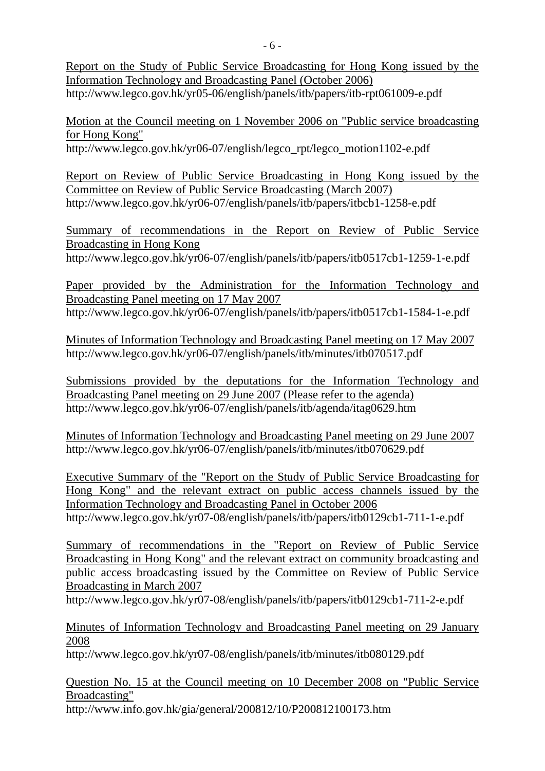Report on the Study of Public Service Broadcasting for Hong Kong issued by the Information Technology and Broadcasting Panel (October 2006)
http://www.legco.gov.hk/yr05-06/english/panels/itb/papers/itb-rpt061009-e.pdf

Motion at the Council meeting on 1 November 2006 on "Public service broadcasting for Hong Kong"
http://www.legco.gov.hk/yr06-07/english/legco_rpt/legco_motion1102-e.pdf

Report on Review of Public Service Broadcasting in Hong Kong issued by the Committee on Review of Public Service Broadcasting (March 2007)
http://www.legco.gov.hk/yr06-07/english/panels/itb/papers/itbcb1-1258-e.pdf

Summary of recommendations in the Report on Review of Public Service Broadcasting in Hong Kong
http://www.legco.gov.hk/yr06-07/english/panels/itb/papers/itb0517cb1-1259-1-e.pdf

Paper provided by the Administration for the Information Technology and Broadcasting Panel meeting on 17 May 2007
http://www.legco.gov.hk/yr06-07/english/panels/itb/papers/itb0517cb1-1584-1-e.pdf

Minutes of Information Technology and Broadcasting Panel meeting on 17 May 2007
http://www.legco.gov.hk/yr06-07/english/panels/itb/minutes/itb070517.pdf

Submissions provided by the deputations for the Information Technology and Broadcasting Panel meeting on 29 June 2007 (Please refer to the agenda)
http://www.legco.gov.hk/yr06-07/english/panels/itb/agenda/itag0629.htm

Minutes of Information Technology and Broadcasting Panel meeting on 29 June 2007
http://www.legco.gov.hk/yr06-07/english/panels/itb/minutes/itb070629.pdf

Executive Summary of the "Report on the Study of Public Service Broadcasting for Hong Kong" and the relevant extract on public access channels issued by the Information Technology and Broadcasting Panel in October 2006
http://www.legco.gov.hk/yr07-08/english/panels/itb/papers/itb0129cb1-711-1-e.pdf

Summary of recommendations in the "Report on Review of Public Service Broadcasting in Hong Kong" and the relevant extract on community broadcasting and public access broadcasting issued by the Committee on Review of Public Service Broadcasting in March 2007
http://www.legco.gov.hk/yr07-08/english/panels/itb/papers/itb0129cb1-711-2-e.pdf

Minutes of Information Technology and Broadcasting Panel meeting on 29 January 2008
http://www.legco.gov.hk/yr07-08/english/panels/itb/minutes/itb080129.pdf

Question No. 15 at the Council meeting on 10 December 2008 on "Public Service Broadcasting"
http://www.info.gov.hk/gia/general/200812/10/P200812100173.htm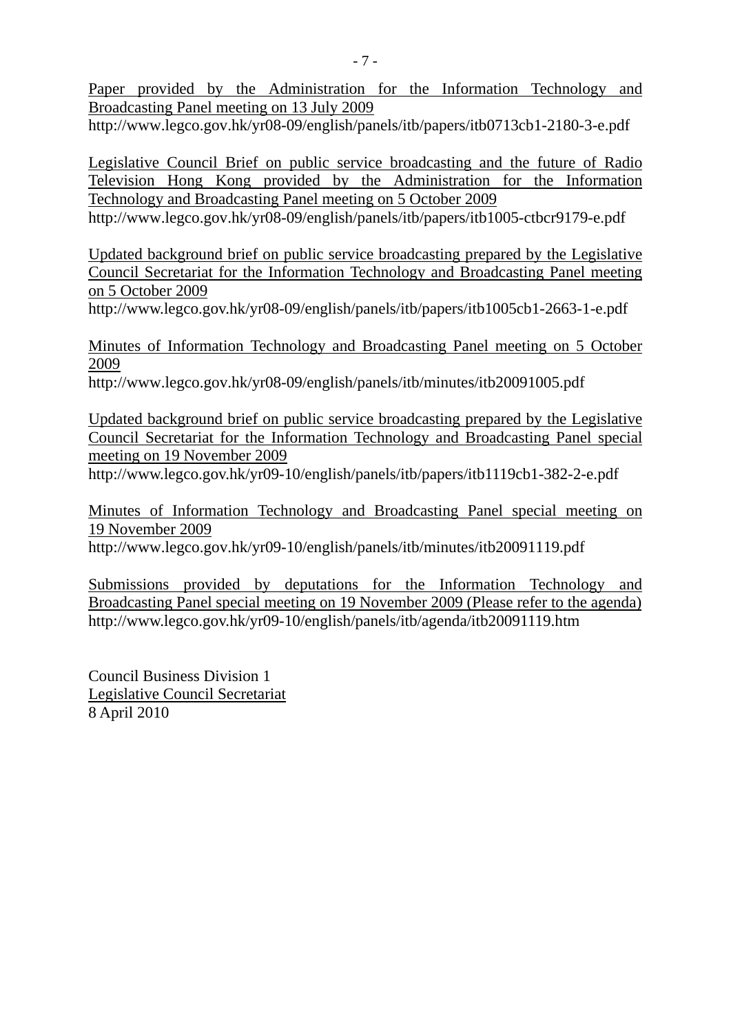Paper provided by the Administration for the Information Technology and Broadcasting Panel meeting on 13 July 2009
http://www.legco.gov.hk/yr08-09/english/panels/itb/papers/itb0713cb1-2180-3-e.pdf

Legislative Council Brief on public service broadcasting and the future of Radio Television Hong Kong provided by the Administration for the Information Technology and Broadcasting Panel meeting on 5 October 2009
http://www.legco.gov.hk/yr08-09/english/panels/itb/papers/itb1005-ctbcr9179-e.pdf

Updated background brief on public service broadcasting prepared by the Legislative Council Secretariat for the Information Technology and Broadcasting Panel meeting on 5 October 2009
http://www.legco.gov.hk/yr08-09/english/panels/itb/papers/itb1005cb1-2663-1-e.pdf

Minutes of Information Technology and Broadcasting Panel meeting on 5 October 2009
http://www.legco.gov.hk/yr08-09/english/panels/itb/minutes/itb20091005.pdf

Updated background brief on public service broadcasting prepared by the Legislative Council Secretariat for the Information Technology and Broadcasting Panel special meeting on 19 November 2009
http://www.legco.gov.hk/yr09-10/english/panels/itb/papers/itb1119cb1-382-2-e.pdf

Minutes of Information Technology and Broadcasting Panel special meeting on 19 November 2009
http://www.legco.gov.hk/yr09-10/english/panels/itb/minutes/itb20091119.pdf

Submissions provided by deputations for the Information Technology and Broadcasting Panel special meeting on 19 November 2009 (Please refer to the agenda)
http://www.legco.gov.hk/yr09-10/english/panels/itb/agenda/itb20091119.htm

Council Business Division 1
Legislative Council Secretariat
8 April 2010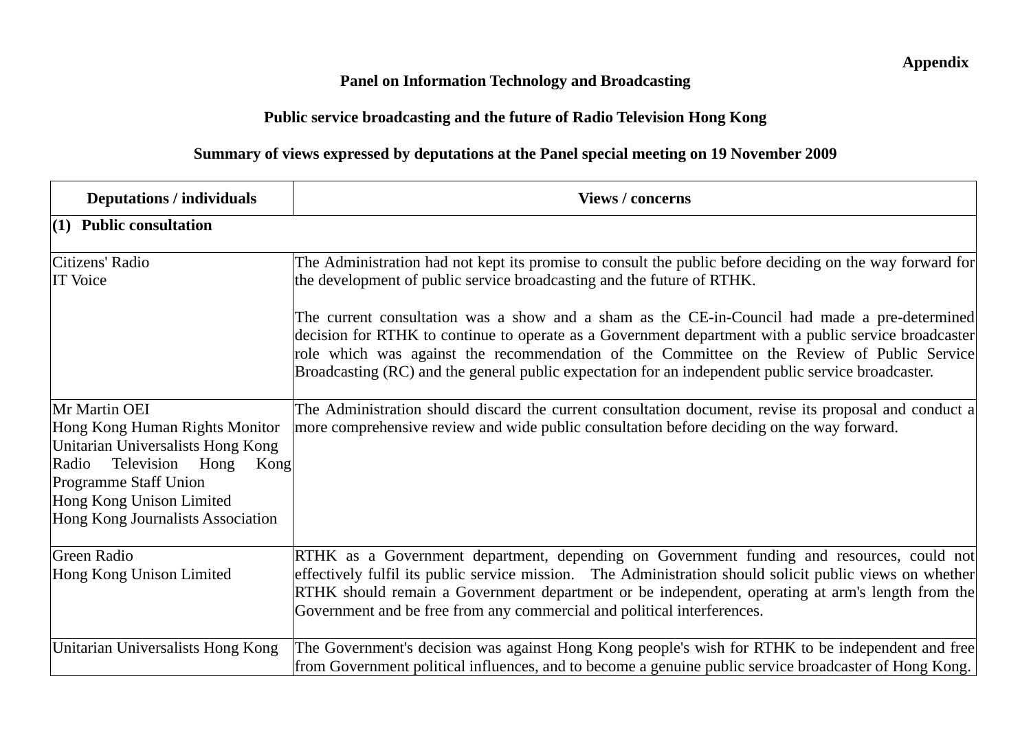**Appendix**

**Panel on Information Technology and Broadcasting**

**Public service broadcasting and the future of Radio Television Hong Kong**

**Summary of views expressed by deputations at the Panel special meeting on 19 November 2009**

| Deputations / individuals | Views / concerns |
|---|---|
| **(1) Public consultation** | |
| Citizens' Radio<br>IT Voice | The Administration had not kept its promise to consult the public before deciding on the way forward for the development of public service broadcasting and the future of RTHK.<br><br>The current consultation was a show and a sham as the CE-in-Council had made a pre-determined decision for RTHK to continue to operate as a Government department with a public service broadcaster role which was against the recommendation of the Committee on the Review of Public Service Broadcasting (RC) and the general public expectation for an independent public service broadcaster. |
| Mr Martin OEI<br>Hong Kong Human Rights Monitor<br>Unitarian Universalists Hong Kong<br>Radio Television Hong Kong Programme Staff Union<br>Hong Kong Unison Limited<br>Hong Kong Journalists Association | The Administration should discard the current consultation document, revise its proposal and conduct a more comprehensive review and wide public consultation before deciding on the way forward. |
| Green Radio<br>Hong Kong Unison Limited | RTHK as a Government department, depending on Government funding and resources, could not effectively fulfil its public service mission. The Administration should solicit public views on whether RTHK should remain a Government department or be independent, operating at arm's length from the Government and be free from any commercial and political interferences. |
| Unitarian Universalists Hong Kong | The Government's decision was against Hong Kong people's wish for RTHK to be independent and free from Government political influences, and to become a genuine public service broadcaster of Hong Kong. |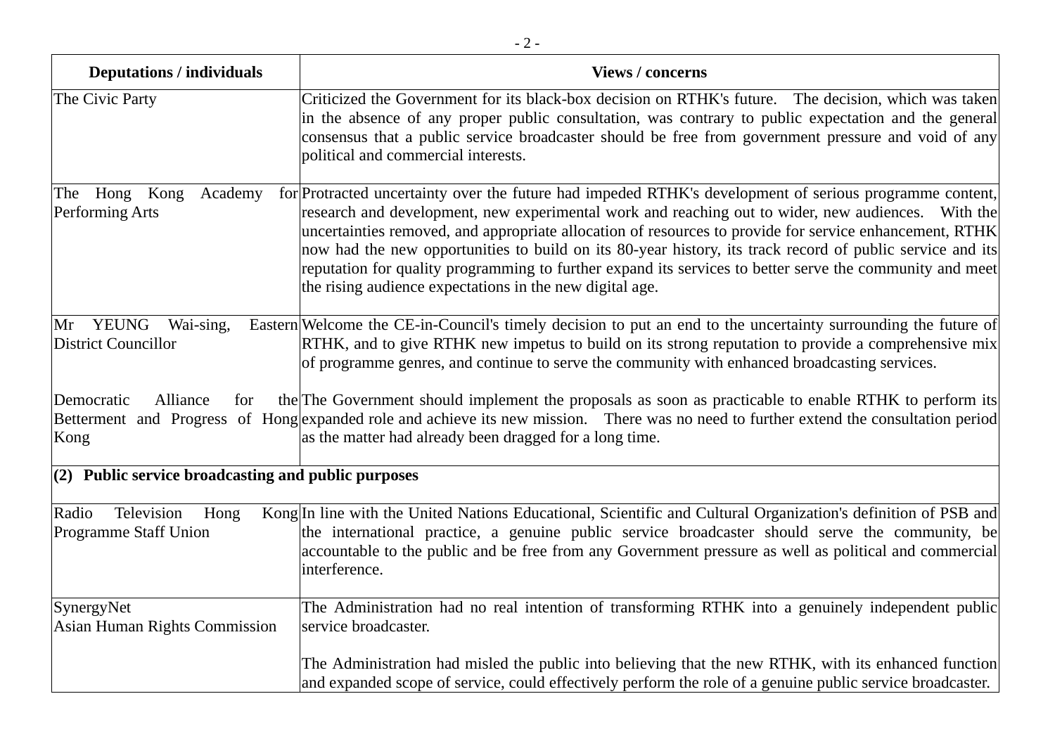| Deputations / individuals | Views / concerns |
|---|---|
| The Civic Party | Criticized the Government for its black-box decision on RTHK's future. The decision, which was taken in the absence of any proper public consultation, was contrary to public expectation and the general consensus that a public service broadcaster should be free from government pressure and void of any political and commercial interests. |
| The Hong Kong Academy for Performing Arts | Protracted uncertainty over the future had impeded RTHK's development of serious programme content, research and development, new experimental work and reaching out to wider, new audiences. With the uncertainties removed, and appropriate allocation of resources to provide for service enhancement, RTHK now had the new opportunities to build on its 80-year history, its track record of public service and its reputation for quality programming to further expand its services to better serve the community and meet the rising audience expectations in the new digital age. |
| Mr YEUNG Wai-sing, Eastern District Councillor | Welcome the CE-in-Council's timely decision to put an end to the uncertainty surrounding the future of RTHK, and to give RTHK new impetus to build on its strong reputation to provide a comprehensive mix of programme genres, and continue to serve the community with enhanced broadcasting services. |
| Democratic Alliance for the Betterment and Progress of Hong Kong | The Government should implement the proposals as soon as practicable to enable RTHK to perform its expanded role and achieve its new mission. There was no need to further extend the consultation period as the matter had already been dragged for a long time. |
| **(2) Public service broadcasting and public purposes** | |
| Radio Television Hong Kong Programme Staff Union | In line with the United Nations Educational, Scientific and Cultural Organization's definition of PSB and the international practice, a genuine public service broadcaster should serve the community, be accountable to the public and be free from any Government pressure as well as political and commercial interference. |
| SynergyNet<br>Asian Human Rights Commission | The Administration had no real intention of transforming RTHK into a genuinely independent public service broadcaster.<br><br>The Administration had misled the public into believing that the new RTHK, with its enhanced function and expanded scope of service, could effectively perform the role of a genuine public service broadcaster. |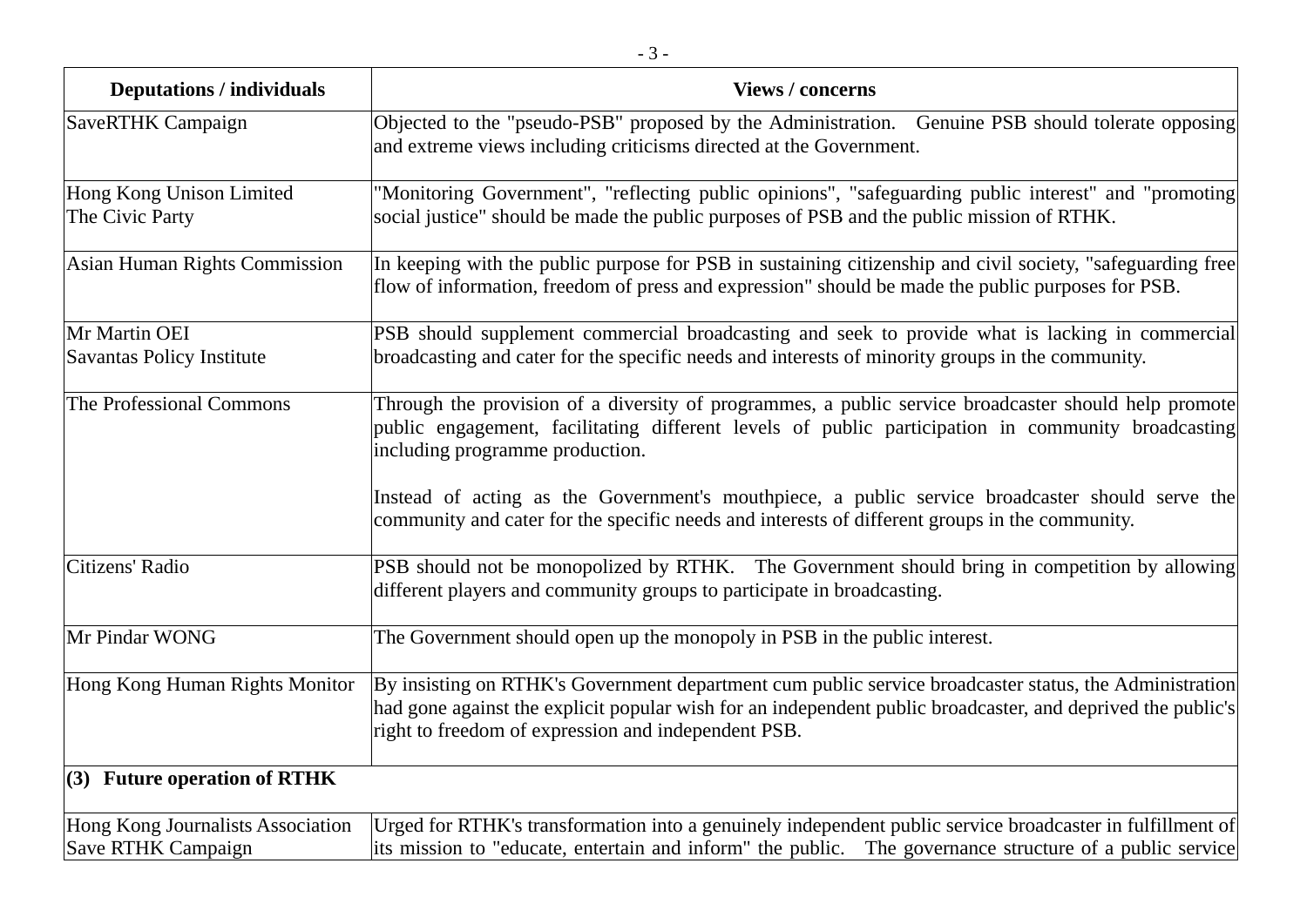| Deputations / individuals | Views / concerns |
|---|---|
| SaveRTHK Campaign | Objected to the "pseudo-PSB" proposed by the Administration. Genuine PSB should tolerate opposing and extreme views including criticisms directed at the Government. |
| Hong Kong Unison Limited<br>The Civic Party | "Monitoring Government", "reflecting public opinions", "safeguarding public interest" and "promoting social justice" should be made the public purposes of PSB and the public mission of RTHK. |
| Asian Human Rights Commission | In keeping with the public purpose for PSB in sustaining citizenship and civil society, "safeguarding free flow of information, freedom of press and expression" should be made the public purposes for PSB. |
| Mr Martin OEI<br>Savantas Policy Institute | PSB should supplement commercial broadcasting and seek to provide what is lacking in commercial broadcasting and cater for the specific needs and interests of minority groups in the community. |
| The Professional Commons | Through the provision of a diversity of programmes, a public service broadcaster should help promote public engagement, facilitating different levels of public participation in community broadcasting including programme production.<br><br>Instead of acting as the Government's mouthpiece, a public service broadcaster should serve the community and cater for the specific needs and interests of different groups in the community. |
| Citizens' Radio | PSB should not be monopolized by RTHK. The Government should bring in competition by allowing different players and community groups to participate in broadcasting. |
| Mr Pindar WONG | The Government should open up the monopoly in PSB in the public interest. |
| Hong Kong Human Rights Monitor | By insisting on RTHK's Government department cum public service broadcaster status, the Administration had gone against the explicit popular wish for an independent public broadcaster, and deprived the public's right to freedom of expression and independent PSB. |
| **(3) Future operation of RTHK** | |
| Hong Kong Journalists Association<br>Save RTHK Campaign | Urged for RTHK's transformation into a genuinely independent public service broadcaster in fulfillment of its mission to "educate, entertain and inform" the public. The governance structure of a public service |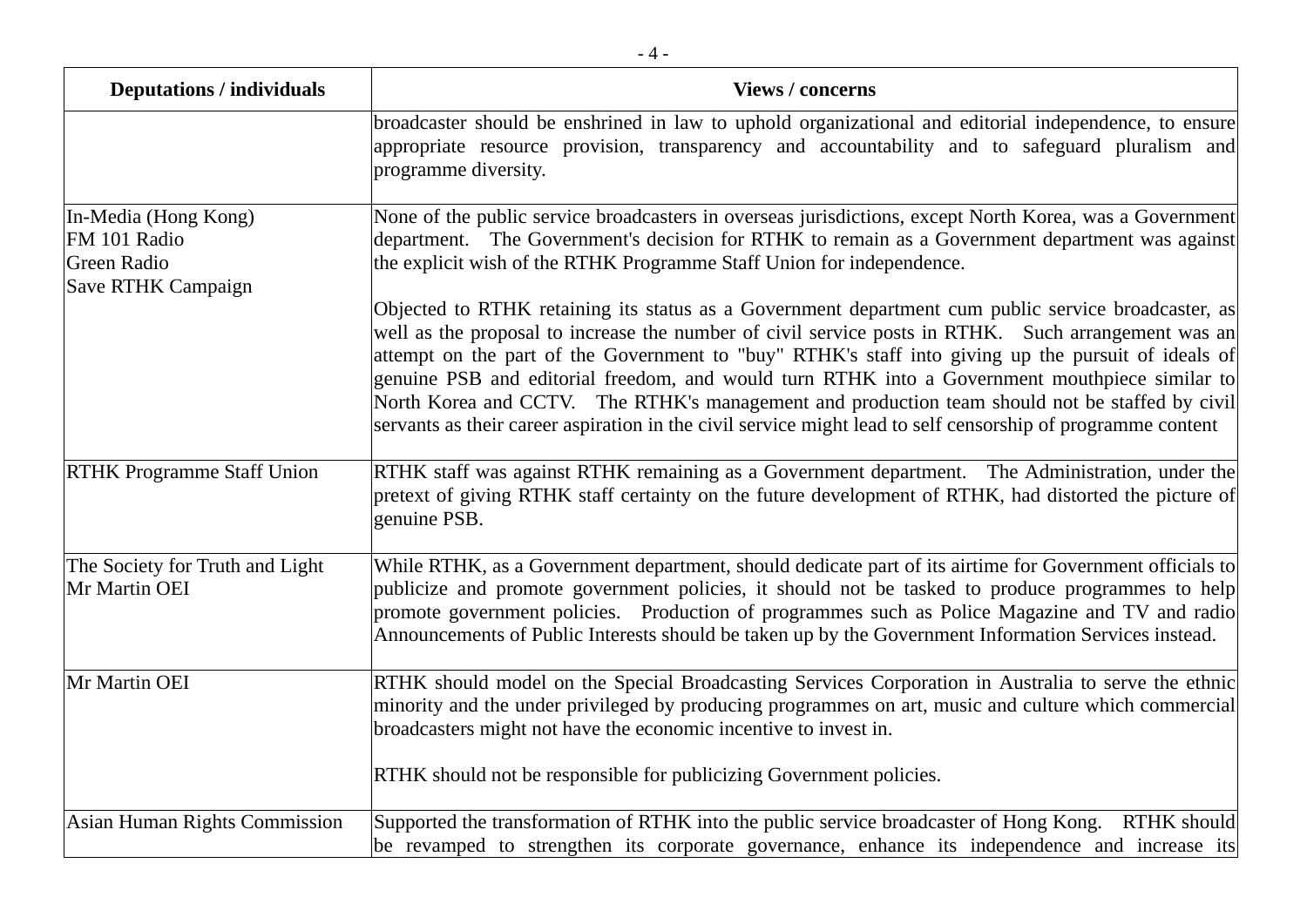| Deputations / individuals | Views / concerns |
|---|---|
| | broadcaster should be enshrined in law to uphold organizational and editorial independence, to ensure appropriate resource provision, transparency and accountability and to safeguard pluralism and programme diversity. |
| In-Media (Hong Kong)<br>FM 101 Radio<br>Green Radio<br>Save RTHK Campaign | None of the public service broadcasters in overseas jurisdictions, except North Korea, was a Government department. The Government's decision for RTHK to remain as a Government department was against the explicit wish of the RTHK Programme Staff Union for independence.<br><br>Objected to RTHK retaining its status as a Government department cum public service broadcaster, as well as the proposal to increase the number of civil service posts in RTHK. Such arrangement was an attempt on the part of the Government to "buy" RTHK's staff into giving up the pursuit of ideals of genuine PSB and editorial freedom, and would turn RTHK into a Government mouthpiece similar to North Korea and CCTV. The RTHK's management and production team should not be staffed by civil servants as their career aspiration in the civil service might lead to self censorship of programme content |
| RTHK Programme Staff Union | RTHK staff was against RTHK remaining as a Government department. The Administration, under the pretext of giving RTHK staff certainty on the future development of RTHK, had distorted the picture of genuine PSB. |
| The Society for Truth and Light<br>Mr Martin OEI | While RTHK, as a Government department, should dedicate part of its airtime for Government officials to publicize and promote government policies, it should not be tasked to produce programmes to help promote government policies. Production of programmes such as Police Magazine and TV and radio Announcements of Public Interests should be taken up by the Government Information Services instead. |
| Mr Martin OEI | RTHK should model on the Special Broadcasting Services Corporation in Australia to serve the ethnic minority and the under privileged by producing programmes on art, music and culture which commercial broadcasters might not have the economic incentive to invest in.<br><br>RTHK should not be responsible for publicizing Government policies. |
| Asian Human Rights Commission | Supported the transformation of RTHK into the public service broadcaster of Hong Kong. RTHK should be revamped to strengthen its corporate governance, enhance its independence and increase its |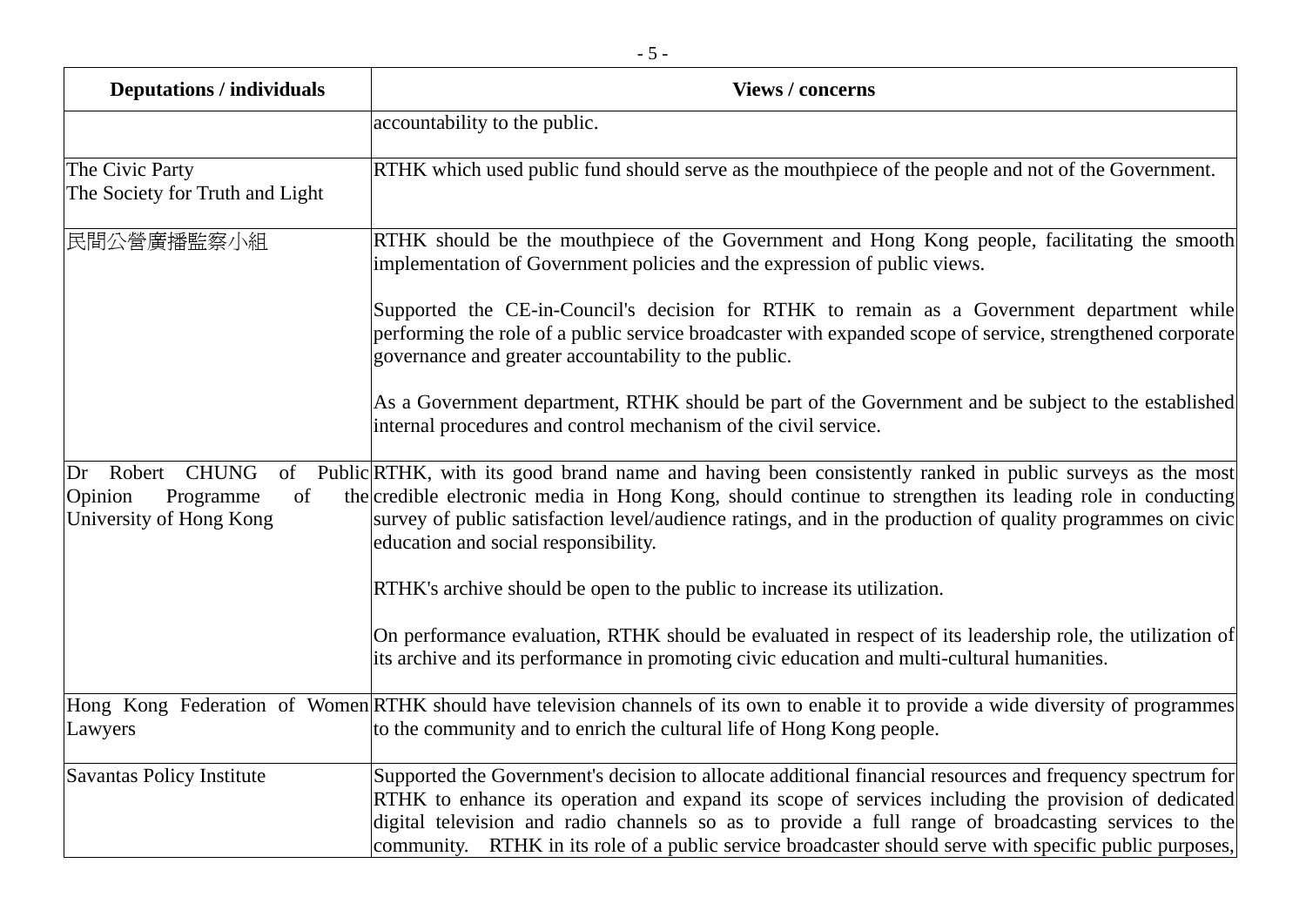| Deputations / individuals | Views / concerns |
|---|---|
| | accountability to the public. |
| The Civic Party<br>The Society for Truth and Light | RTHK which used public fund should serve as the mouthpiece of the people and not of the Government. |
| 民間公營廣播監察小組 | RTHK should be the mouthpiece of the Government and Hong Kong people, facilitating the smooth implementation of Government policies and the expression of public views.<br><br>Supported the CE-in-Council's decision for RTHK to remain as a Government department while performing the role of a public service broadcaster with expanded scope of service, strengthened corporate governance and greater accountability to the public.<br><br>As a Government department, RTHK should be part of the Government and be subject to the established internal procedures and control mechanism of the civil service. |
| Dr Robert CHUNG of Public Opinion Programme of the University of Hong Kong | RTHK, with its good brand name and having been consistently ranked in public surveys as the most credible electronic media in Hong Kong, should continue to strengthen its leading role in conducting survey of public satisfaction level/audience ratings, and in the production of quality programmes on civic education and social responsibility.<br><br>RTHK's archive should be open to the public to increase its utilization.<br><br>On performance evaluation, RTHK should be evaluated in respect of its leadership role, the utilization of its archive and its performance in promoting civic education and multi-cultural humanities. |
| Hong Kong Federation of Women Lawyers | RTHK should have television channels of its own to enable it to provide a wide diversity of programmes to the community and to enrich the cultural life of Hong Kong people. |
| Savantas Policy Institute | Supported the Government's decision to allocate additional financial resources and frequency spectrum for RTHK to enhance its operation and expand its scope of services including the provision of dedicated digital television and radio channels so as to provide a full range of broadcasting services to the community. RTHK in its role of a public service broadcaster should serve with specific public purposes, |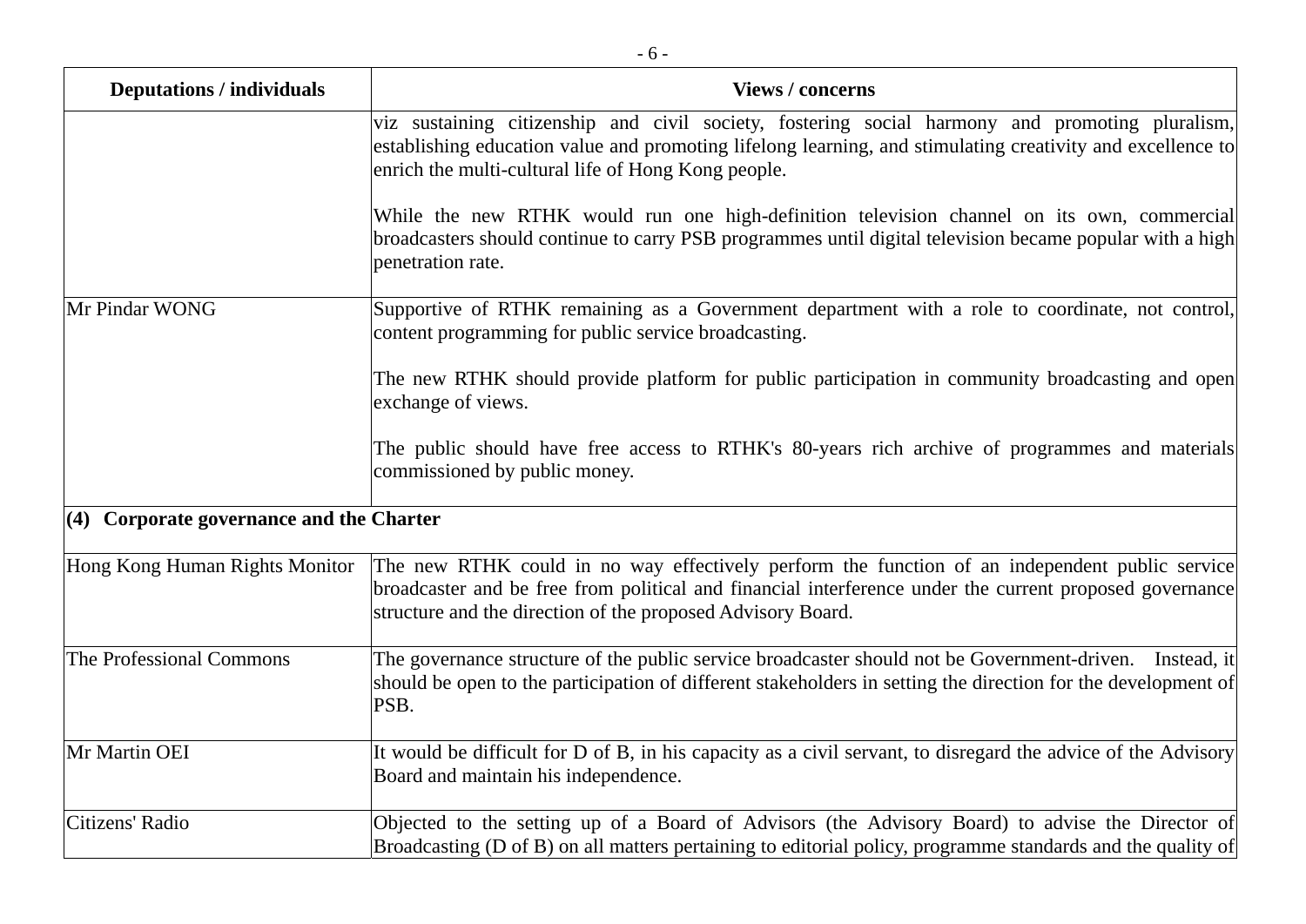| Deputations / individuals | Views / concerns |
|---|---|
| | viz sustaining citizenship and civil society, fostering social harmony and promoting pluralism, establishing education value and promoting lifelong learning, and stimulating creativity and excellence to enrich the multi-cultural life of Hong Kong people.<br><br>While the new RTHK would run one high-definition television channel on its own, commercial broadcasters should continue to carry PSB programmes until digital television became popular with a high penetration rate. |
| Mr Pindar WONG | Supportive of RTHK remaining as a Government department with a role to coordinate, not control, content programming for public service broadcasting.<br><br>The new RTHK should provide platform for public participation in community broadcasting and open exchange of views.<br><br>The public should have free access to RTHK's 80-years rich archive of programmes and materials commissioned by public money. |
| **(4) Corporate governance and the Charter** | |
| Hong Kong Human Rights Monitor | The new RTHK could in no way effectively perform the function of an independent public service broadcaster and be free from political and financial interference under the current proposed governance structure and the direction of the proposed Advisory Board. |
| The Professional Commons | The governance structure of the public service broadcaster should not be Government-driven. Instead, it should be open to the participation of different stakeholders in setting the direction for the development of PSB. |
| Mr Martin OEI | It would be difficult for D of B, in his capacity as a civil servant, to disregard the advice of the Advisory Board and maintain his independence. |
| Citizens' Radio | Objected to the setting up of a Board of Advisors (the Advisory Board) to advise the Director of Broadcasting (D of B) on all matters pertaining to editorial policy, programme standards and the quality of |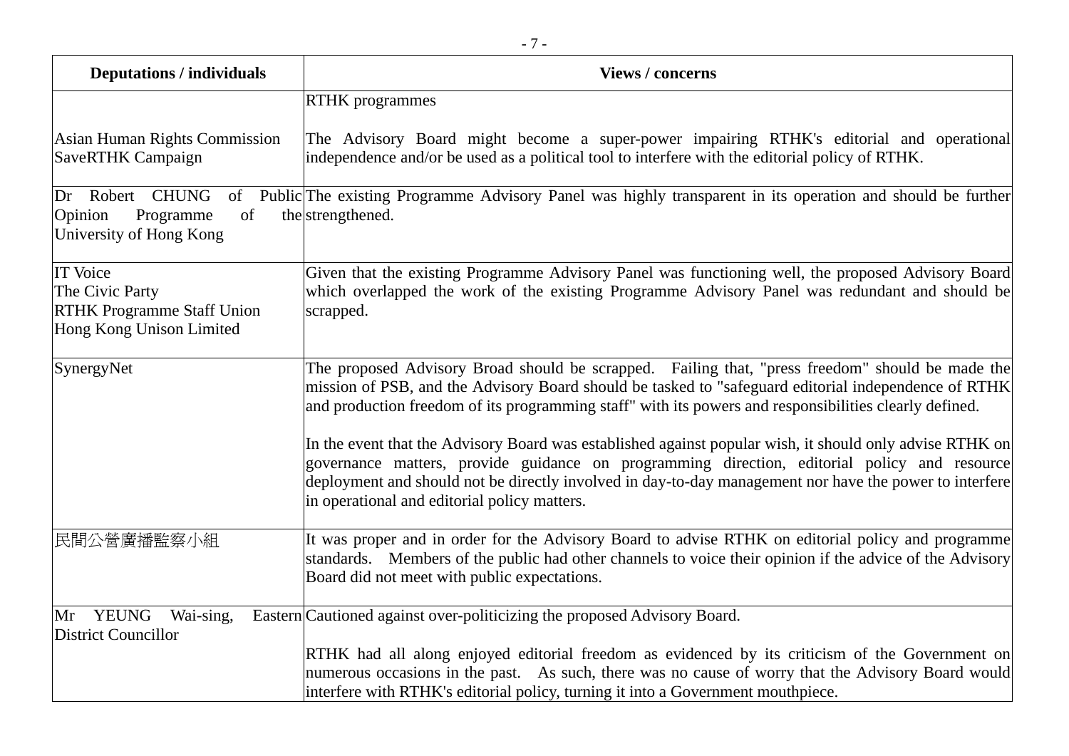| Deputations / individuals | Views / concerns |
|---|---|
| | RTHK programmes |
| Asian Human Rights Commission<br>SaveRTHK Campaign | The Advisory Board might become a super-power impairing RTHK's editorial and operational independence and/or be used as a political tool to interfere with the editorial policy of RTHK. |
| Dr Robert CHUNG of Public Opinion Programme of the University of Hong Kong | The existing Programme Advisory Panel was highly transparent in its operation and should be further strengthened. |
| IT Voice<br>The Civic Party<br>RTHK Programme Staff Union<br>Hong Kong Unison Limited | Given that the existing Programme Advisory Panel was functioning well, the proposed Advisory Board which overlapped the work of the existing Programme Advisory Panel was redundant and should be scrapped. |
| SynergyNet | The proposed Advisory Broad should be scrapped. Failing that, "press freedom" should be made the mission of PSB, and the Advisory Board should be tasked to "safeguard editorial independence of RTHK and production freedom of its programming staff" with its powers and responsibilities clearly defined.<br><br>In the event that the Advisory Board was established against popular wish, it should only advise RTHK on governance matters, provide guidance on programming direction, editorial policy and resource deployment and should not be directly involved in day-to-day management nor have the power to interfere in operational and editorial policy matters. |
| 民間公營廣播監察小組 | It was proper and in order for the Advisory Board to advise RTHK on editorial policy and programme standards. Members of the public had other channels to voice their opinion if the advice of the Advisory Board did not meet with public expectations. |
| Mr YEUNG Wai-sing, Eastern District Councillor | Cautioned against over-politicizing the proposed Advisory Board.<br><br>RTHK had all along enjoyed editorial freedom as evidenced by its criticism of the Government on numerous occasions in the past. As such, there was no cause of worry that the Advisory Board would interfere with RTHK's editorial policy, turning it into a Government mouthpiece. |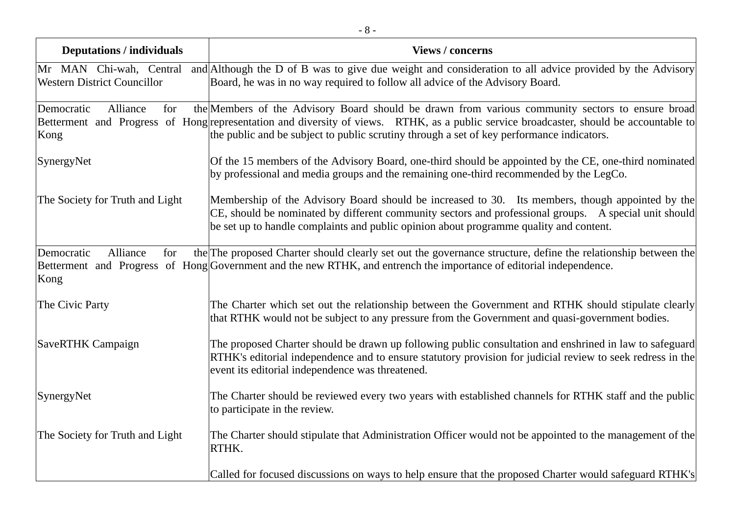| Deputations / individuals | Views / concerns |
| --- | --- |
| Mr MAN Chi-wah, Central and Western District Councillor | Although the D of B was to give due weight and consideration to all advice provided by the Advisory Board, he was in no way required to follow all advice of the Advisory Board. |
| Democratic Alliance for the Betterment and Progress of Hong Kong | Members of the Advisory Board should be drawn from various community sectors to ensure broad representation and diversity of views. RTHK, as a public service broadcaster, should be accountable to the public and be subject to public scrutiny through a set of key performance indicators. |
| SynergyNet | Of the 15 members of the Advisory Board, one-third should be appointed by the CE, one-third nominated by professional and media groups and the remaining one-third recommended by the LegCo. |
| The Society for Truth and Light | Membership of the Advisory Board should be increased to 30. Its members, though appointed by the CE, should be nominated by different community sectors and professional groups. A special unit should be set up to handle complaints and public opinion about programme quality and content. |
| Democratic Alliance for the Betterment and Progress of Hong Kong | The proposed Charter should clearly set out the governance structure, define the relationship between the Government and the new RTHK, and entrench the importance of editorial independence. |
| The Civic Party | The Charter which set out the relationship between the Government and RTHK should stipulate clearly that RTHK would not be subject to any pressure from the Government and quasi-government bodies. |
| SaveRTHK Campaign | The proposed Charter should be drawn up following public consultation and enshrined in law to safeguard RTHK's editorial independence and to ensure statutory provision for judicial review to seek redress in the event its editorial independence was threatened. |
| SynergyNet | The Charter should be reviewed every two years with established channels for RTHK staff and the public to participate in the review. |
| The Society for Truth and Light | The Charter should stipulate that Administration Officer would not be appointed to the management of the RTHK. |
| | Called for focused discussions on ways to help ensure that the proposed Charter would safeguard RTHK's |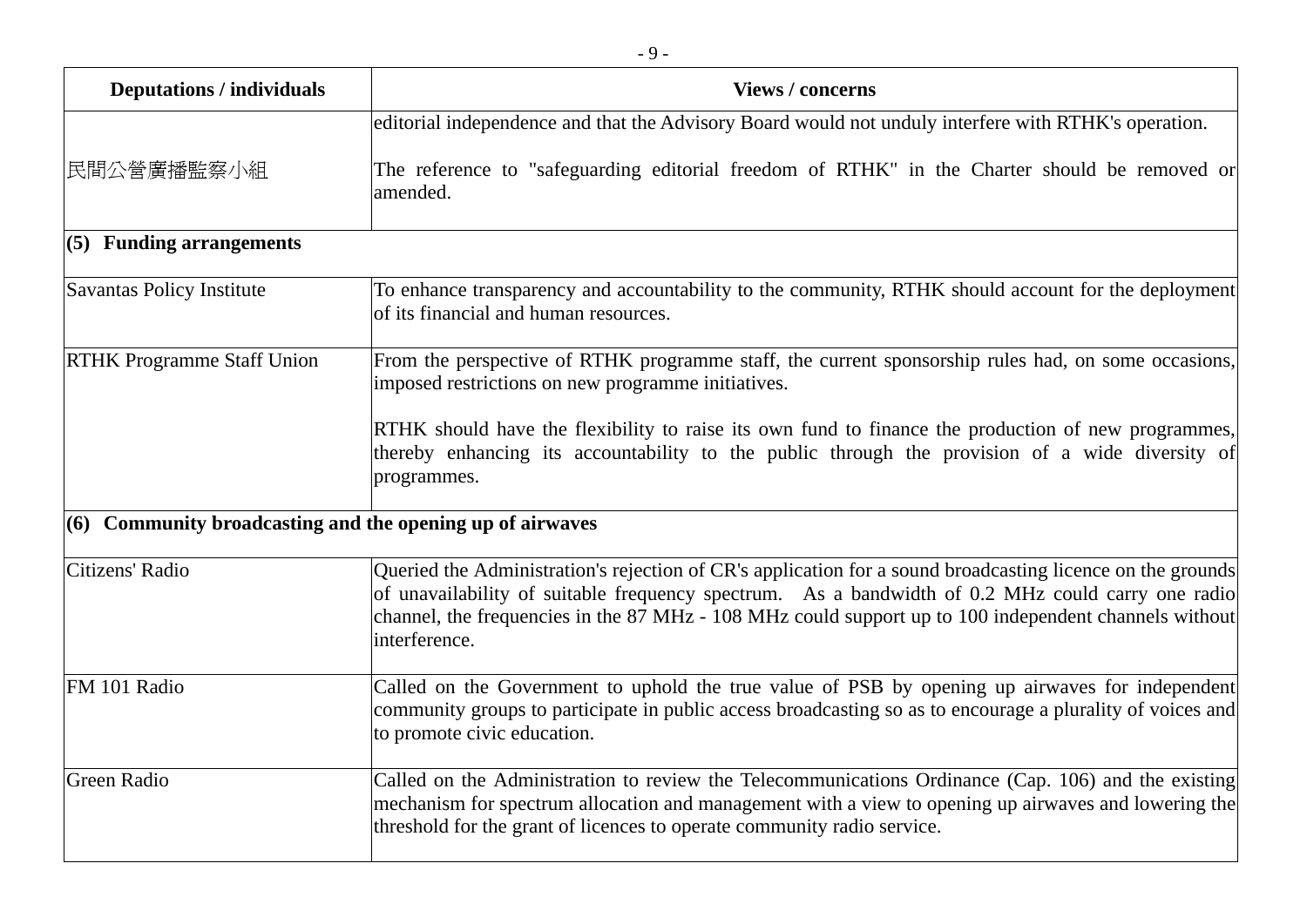| Deputations / individuals | Views / concerns |
|---|---|
| | editorial independence and that the Advisory Board would not unduly interfere with RTHK's operation. |
| 民間公營廣播監察小組 | The reference to "safeguarding editorial freedom of RTHK" in the Charter should be removed or amended. |
| **(5) Funding arrangements** | |
| Savantas Policy Institute | To enhance transparency and accountability to the community, RTHK should account for the deployment of its financial and human resources. |
| RTHK Programme Staff Union | From the perspective of RTHK programme staff, the current sponsorship rules had, on some occasions, imposed restrictions on new programme initiatives.<br><br>RTHK should have the flexibility to raise its own fund to finance the production of new programmes, thereby enhancing its accountability to the public through the provision of a wide diversity of programmes. |
| **(6) Community broadcasting and the opening up of airwaves** | |
| Citizens' Radio | Queried the Administration's rejection of CR's application for a sound broadcasting licence on the grounds of unavailability of suitable frequency spectrum. As a bandwidth of 0.2 MHz could carry one radio channel, the frequencies in the 87 MHz - 108 MHz could support up to 100 independent channels without interference. |
| FM 101 Radio | Called on the Government to uphold the true value of PSB by opening up airwaves for independent community groups to participate in public access broadcasting so as to encourage a plurality of voices and to promote civic education. |
| Green Radio | Called on the Administration to review the Telecommunications Ordinance (Cap. 106) and the existing mechanism for spectrum allocation and management with a view to opening up airwaves and lowering the threshold for the grant of licences to operate community radio service. |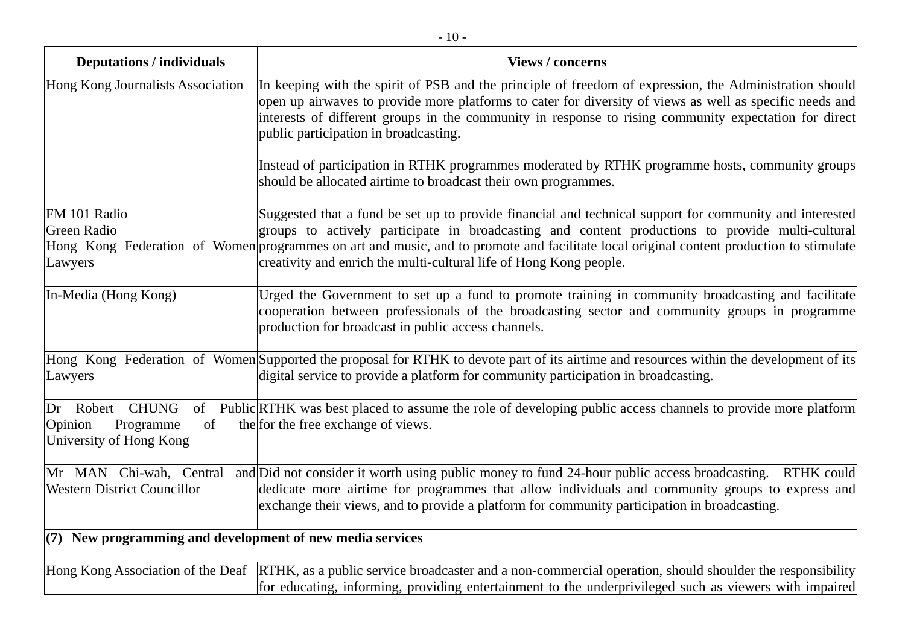| Deputations / individuals | Views / concerns |
|---|---|
| Hong Kong Journalists Association | In keeping with the spirit of PSB and the principle of freedom of expression, the Administration should open up airwaves to provide more platforms to cater for diversity of views as well as specific needs and interests of different groups in the community in response to rising community expectation for direct public participation in broadcasting.<br><br>Instead of participation in RTHK programmes moderated by RTHK programme hosts, community groups should be allocated airtime to broadcast their own programmes. |
| FM 101 Radio<br>Green Radio<br>Hong Kong Federation of Women Lawyers | Suggested that a fund be set up to provide financial and technical support for community and interested groups to actively participate in broadcasting and content productions to provide multi-cultural programmes on art and music, and to promote and facilitate local original content production to stimulate creativity and enrich the multi-cultural life of Hong Kong people. |
| In-Media (Hong Kong) | Urged the Government to set up a fund to promote training in community broadcasting and facilitate cooperation between professionals of the broadcasting sector and community groups in programme production for broadcast in public access channels. |
| Hong Kong Federation of Women Lawyers | Supported the proposal for RTHK to devote part of its airtime and resources within the development of its digital service to provide a platform for community participation in broadcasting. |
| Dr Robert CHUNG of Public Opinion Programme of the University of Hong Kong | RTHK was best placed to assume the role of developing public access channels to provide more platform for the free exchange of views. |
| Mr MAN Chi-wah, Central and Western District Councillor | Did not consider it worth using public money to fund 24-hour public access broadcasting. RTHK could dedicate more airtime for programmes that allow individuals and community groups to express and exchange their views, and to provide a platform for community participation in broadcasting. |
| **(7) New programming and development of new media services** | |
| Hong Kong Association of the Deaf | RTHK, as a public service broadcaster and a non-commercial operation, should shoulder the responsibility for educating, informing, providing entertainment to the underprivileged such as viewers with impaired |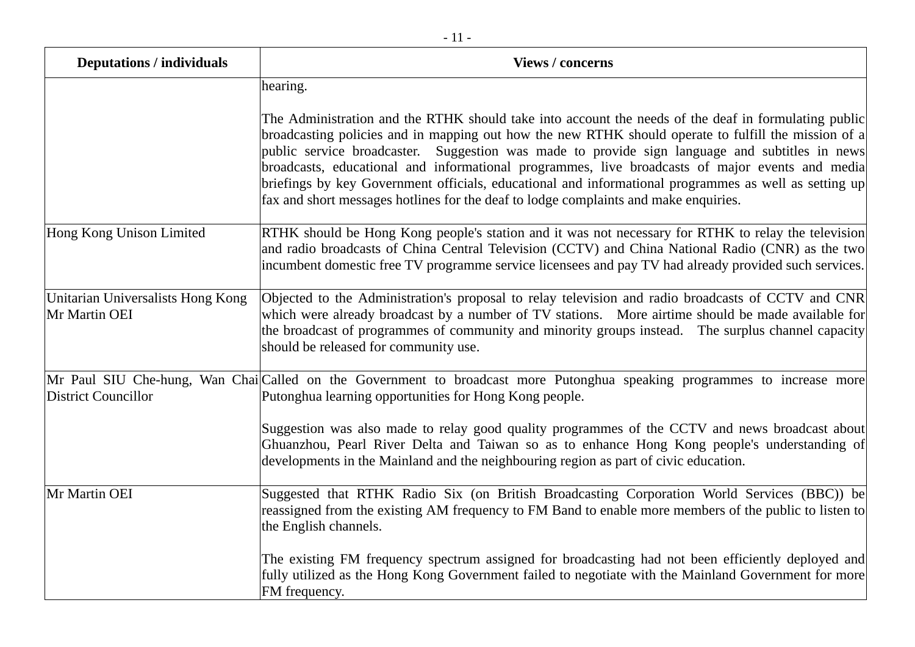| Deputations / individuals | Views / concerns |
|---|---|
| | hearing.<br><br>The Administration and the RTHK should take into account the needs of the deaf in formulating public broadcasting policies and in mapping out how the new RTHK should operate to fulfill the mission of a public service broadcaster. Suggestion was made to provide sign language and subtitles in news broadcasts, educational and informational programmes, live broadcasts of major events and media briefings by key Government officials, educational and informational programmes as well as setting up fax and short messages hotlines for the deaf to lodge complaints and make enquiries. |
| Hong Kong Unison Limited | RTHK should be Hong Kong people's station and it was not necessary for RTHK to relay the television and radio broadcasts of China Central Television (CCTV) and China National Radio (CNR) as the two incumbent domestic free TV programme service licensees and pay TV had already provided such services. |
| Unitarian Universalists Hong Kong<br>Mr Martin OEI | Objected to the Administration's proposal to relay television and radio broadcasts of CCTV and CNR which were already broadcast by a number of TV stations. More airtime should be made available for the broadcast of programmes of community and minority groups instead. The surplus channel capacity should be released for community use. |
| Mr Paul SIU Che-hung, Wan Chai District Councillor | Called on the Government to broadcast more Putonghua speaking programmes to increase more Putonghua learning opportunities for Hong Kong people.<br><br>Suggestion was also made to relay good quality programmes of the CCTV and news broadcast about Ghuanzhou, Pearl River Delta and Taiwan so as to enhance Hong Kong people's understanding of developments in the Mainland and the neighbouring region as part of civic education. |
| Mr Martin OEI | Suggested that RTHK Radio Six (on British Broadcasting Corporation World Services (BBC)) be reassigned from the existing AM frequency to FM Band to enable more members of the public to listen to the English channels.<br><br>The existing FM frequency spectrum assigned for broadcasting had not been efficiently deployed and fully utilized as the Hong Kong Government failed to negotiate with the Mainland Government for more FM frequency. |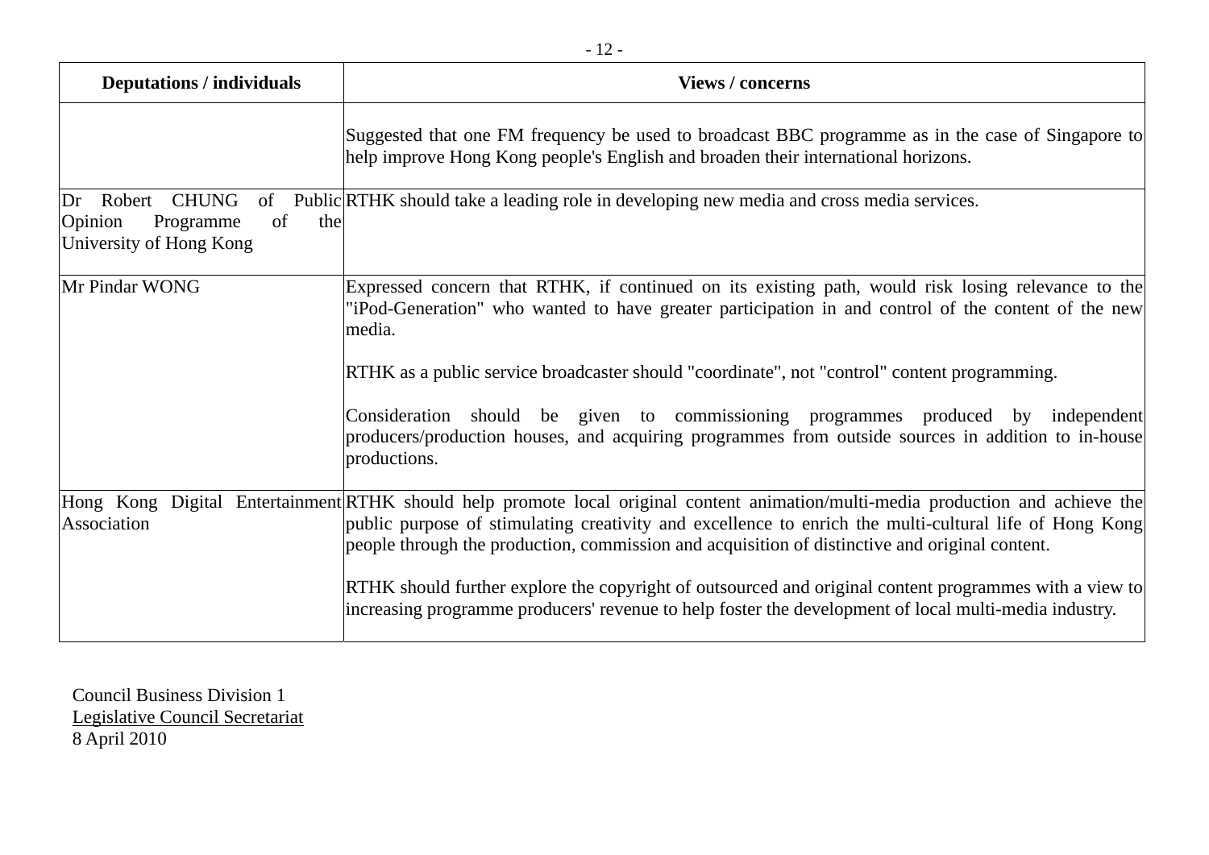| Deputations / individuals | Views / concerns |
|---|---|
| | Suggested that one FM frequency be used to broadcast BBC programme as in the case of Singapore to help improve Hong Kong people's English and broaden their international horizons. |
| Dr Robert CHUNG of Public Opinion Programme of the University of Hong Kong | RTHK should take a leading role in developing new media and cross media services. |
| Mr Pindar WONG | Expressed concern that RTHK, if continued on its existing path, would risk losing relevance to the "iPod-Generation" who wanted to have greater participation in and control of the content of the new media.<br><br>RTHK as a public service broadcaster should "coordinate", not "control" content programming.<br><br>Consideration should be given to commissioning programmes produced by independent producers/production houses, and acquiring programmes from outside sources in addition to in-house productions. |
| Hong Kong Digital Entertainment Association | RTHK should help promote local original content animation/multi-media production and achieve the public purpose of stimulating creativity and excellence to enrich the multi-cultural life of Hong Kong people through the production, commission and acquisition of distinctive and original content.<br><br>RTHK should further explore the copyright of outsourced and original content programmes with a view to increasing programme producers' revenue to help foster the development of local multi-media industry. |

Council Business Division 1
Legislative Council Secretariat
8 April 2010